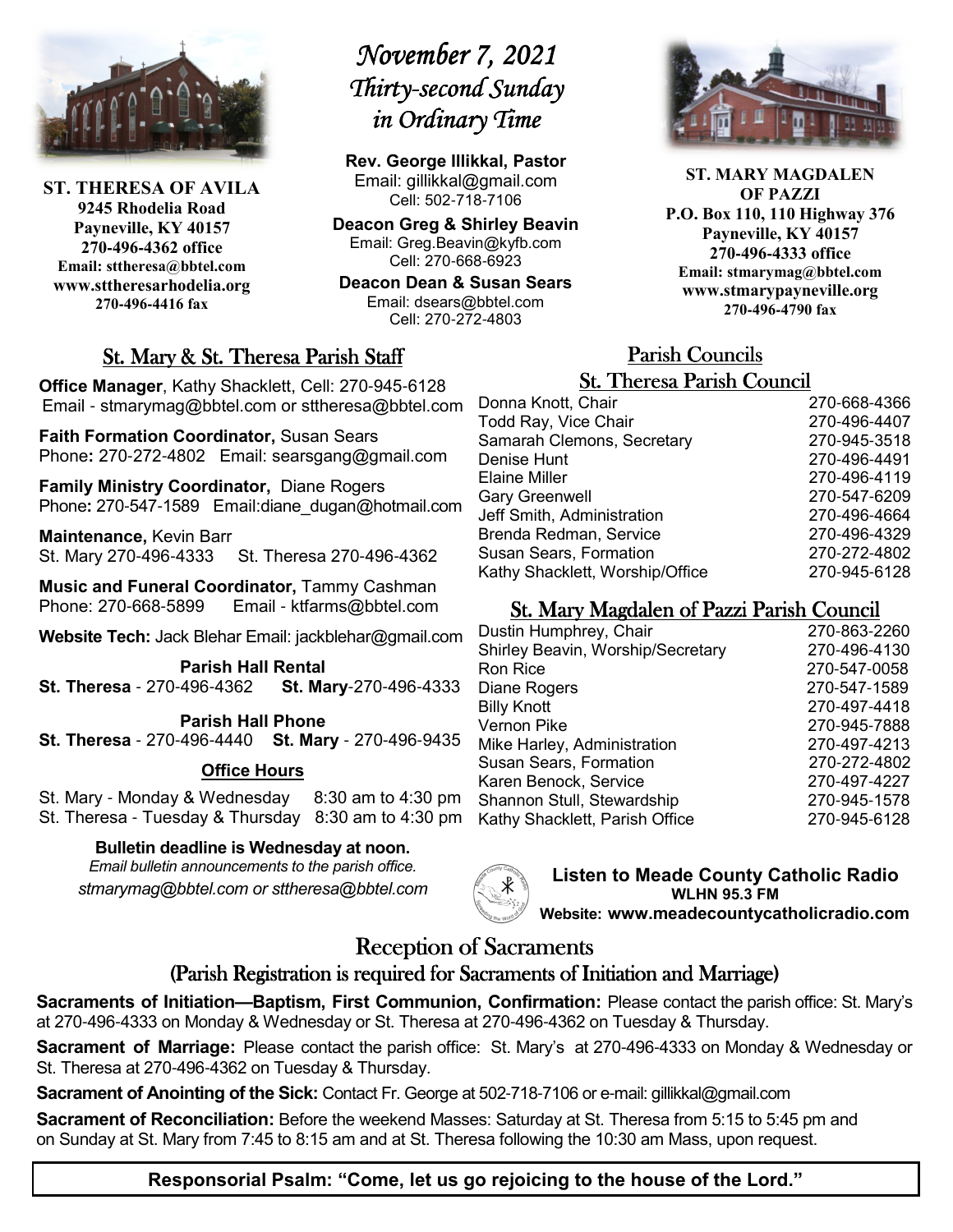# November 7, 2021
# Thirty-second Sunday in Ordinary Time

**ST. THERESA OF AVILA**
**9245 Rhodelia Road**
**Payneville, KY 40157**
**270-496-4362 office**
**Email: sttheresa@bbtel.com**
**www.sttheresarhodelia.org**
**270-496-4416 fax**

**Rev. George Illikkal, Pastor**
Email: gillikkal@gmail.com
Cell: 502-718-7106

**Deacon Greg & Shirley Beavin**
Email: Greg.Beavin@kyfb.com
Cell: 270-668-6923

**Deacon Dean & Susan Sears**
Email: dsears@bbtel.com
Cell: 270-272-4803

**ST. MARY MAGDALEN OF PAZZI**
**P.O. Box 110, 110 Highway 376**
**Payneville, KY 40157**
**270-496-4333 office**
**Email: stmarymag@bbtel.com**
**www.stmarypayneville.org**
**270-496-4790 fax**

## St. Mary & St. Theresa Parish Staff

**Office Manager**, Kathy Shacklett, Cell: 270-945-6128
Email - stmarymag@bbtel.com or sttheresa@bbtel.com

**Faith Formation Coordinator,** Susan Sears
Phone**:** 270-272-4802 Email: searsgang@gmail.com

**Family Ministry Coordinator,** Diane Rogers
Phone**:** 270-547-1589 Email:diane_dugan@hotmail.com

**Maintenance,** Kevin Barr
St. Mary 270-496-4333 St. Theresa 270-496-4362

**Music and Funeral Coordinator,** Tammy Cashman
Phone: 270-668-5899 Email - ktfarms@bbtel.com

**Website Tech:** Jack Blehar Email: jackblehar@gmail.com

**Parish Hall Rental**
**St. Theresa** - 270-496-4362 **St. Mary**-270-496-4333

**Parish Hall Phone**
**St. Theresa** - 270-496-4440 **St. Mary** - 270-496-9435

**Office Hours**

St. Mary - Monday & Wednesday 8:30 am to 4:30 pm
St. Theresa - Tuesday & Thursday 8:30 am to 4:30 pm

**Bulletin deadline is Wednesday at noon.**
*Email bulletin announcements to the parish office.*
*stmarymag@bbtel.com or sttheresa@bbtel.com*

## Parish Councils

### St. Theresa Parish Council

| | |
|---|---|
| Donna Knott, Chair | 270-668-4366 |
| Todd Ray, Vice Chair | 270-496-4407 |
| Samarah Clemons, Secretary | 270-945-3518 |
| Denise Hunt | 270-496-4491 |
| Elaine Miller | 270-496-4119 |
| Gary Greenwell | 270-547-6209 |
| Jeff Smith, Administration | 270-496-4664 |
| Brenda Redman, Service | 270-496-4329 |
| Susan Sears, Formation | 270-272-4802 |
| Kathy Shacklett, Worship/Office | 270-945-6128 |

### St. Mary Magdalen of Pazzi Parish Council

| | |
|---|---|
| Dustin Humphrey, Chair | 270-863-2260 |
| Shirley Beavin, Worship/Secretary | 270-496-4130 |
| Ron Rice | 270-547-0058 |
| Diane Rogers | 270-547-1589 |
| Billy Knott | 270-497-4418 |
| Vernon Pike | 270-945-7888 |
| Mike Harley, Administration | 270-497-4213 |
| Susan Sears, Formation | 270-272-4802 |
| Karen Benock, Service | 270-497-4227 |
| Shannon Stull, Stewardship | 270-945-1578 |
| Kathy Shacklett, Parish Office | 270-945-6128 |

**Listen to Meade County Catholic Radio**
**WLHN 95.3 FM**
**Website: www.meadecountycatholicradio.com**

## Reception of Sacraments
### (Parish Registration is required for Sacraments of Initiation and Marriage)

**Sacraments of Initiation—Baptism, First Communion, Confirmation:** Please contact the parish office: St. Mary's at 270-496-4333 on Monday & Wednesday or St. Theresa at 270-496-4362 on Tuesday & Thursday.

**Sacrament of Marriage:** Please contact the parish office: St. Mary's at 270-496-4333 on Monday & Wednesday or St. Theresa at 270-496-4362 on Tuesday & Thursday.

**Sacrament of Anointing of the Sick:** Contact Fr. George at 502-718-7106 or e-mail: gillikkal@gmail.com

**Sacrament of Reconciliation:** Before the weekend Masses: Saturday at St. Theresa from 5:15 to 5:45 pm and on Sunday at St. Mary from 7:45 to 8:15 am and at St. Theresa following the 10:30 am Mass, upon request.

**Responsorial Psalm: "Come, let us go rejoicing to the house of the Lord."**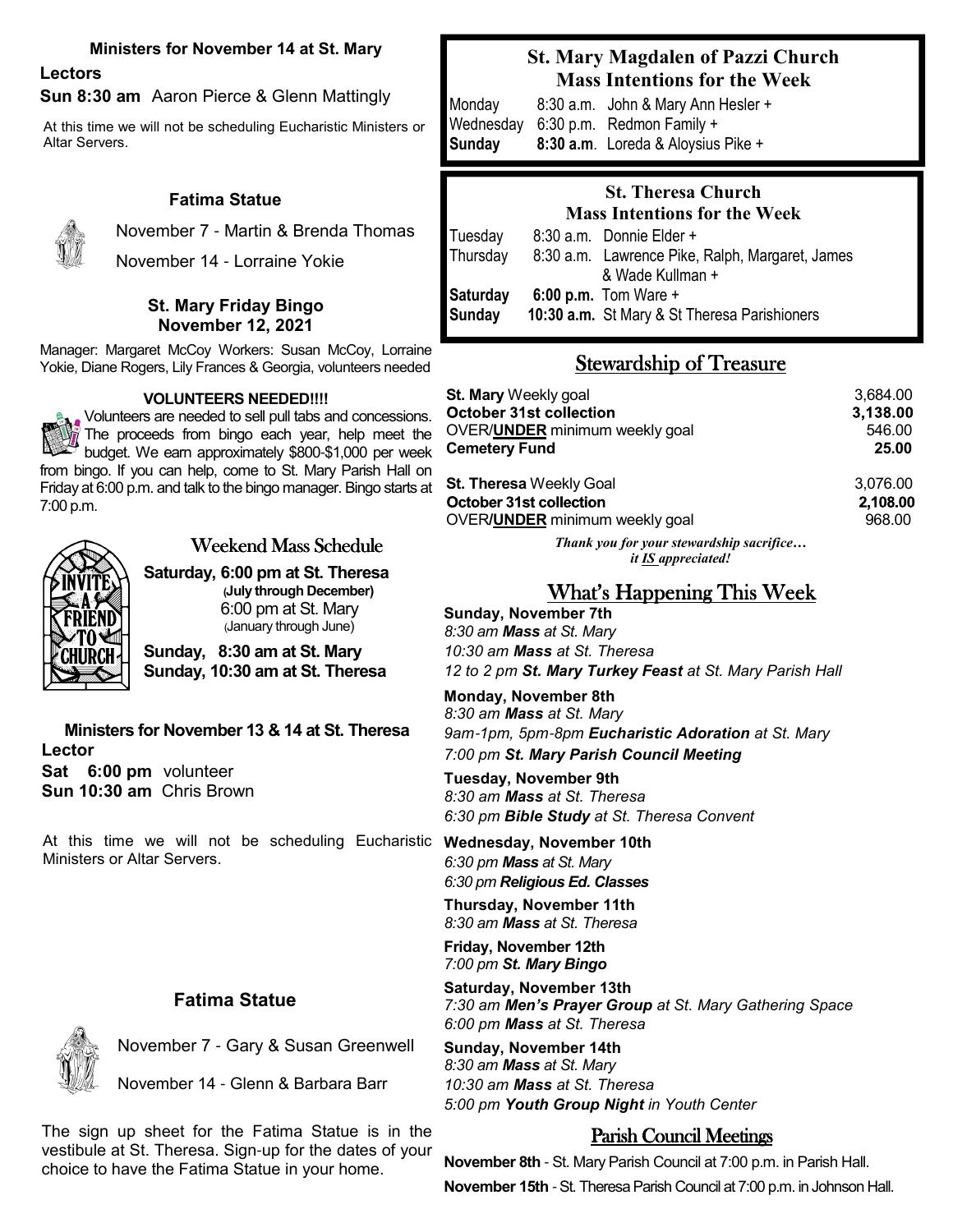### Ministers for November 14 at St. Mary

**Lectors**

**Sun 8:30 am** Aaron Pierce & Glenn Mattingly

At this time we will not be scheduling Eucharistic Ministers or Altar Servers.

### Fatima Statue

November 7 - Martin & Brenda Thomas

November 14 - Lorraine Yokie

### St. Mary Friday Bingo
### November 12, 2021

Manager: Margaret McCoy Workers: Susan McCoy, Lorraine Yokie, Diane Rogers, Lily Frances & Georgia, volunteers needed

#### VOLUNTEERS NEEDED!!!!

Volunteers are needed to sell pull tabs and concessions. The proceeds from bingo each year, help meet the budget. We earn approximately $800-$1,000 per week from bingo. If you can help, come to St. Mary Parish Hall on Friday at 6:00 p.m. and talk to the bingo manager. Bingo starts at 7:00 p.m.

## Weekend Mass Schedule

**Saturday, 6:00 pm at St. Theresa**
**(July through December)**
6:00 pm at St. Mary
(January through June)

**Sunday, 8:30 am at St. Mary**
**Sunday, 10:30 am at St. Theresa**

### Ministers for November 13 & 14 at St. Theresa

**Lector**

**Sat 6:00 pm** volunteer
**Sun 10:30 am** Chris Brown

At this time we will not be scheduling Eucharistic Ministers or Altar Servers.

### Fatima Statue

November 7 - Gary & Susan Greenwell

November 14 - Glenn & Barbara Barr

The sign up sheet for the Fatima Statue is in the vestibule at St. Theresa. Sign-up for the dates of your choice to have the Fatima Statue in your home.

### St. Mary Magdalen of Pazzi Church
### Mass Intentions for the Week

| | | |
|---|---|---|
| Monday | 8:30 a.m. | John & Mary Ann Hesler + |
| Wednesday | 6:30 p.m. | Redmon Family + |
| **Sunday** | **8:30 a.m**. | Loreda & Aloysius Pike + |

### St. Theresa Church
### Mass Intentions for the Week

| | | |
|---|---|---|
| Tuesday | 8:30 a.m. | Donnie Elder + |
| Thursday | 8:30 a.m. | Lawrence Pike, Ralph, Margaret, James & Wade Kullman + |
| **Saturday** | **6:00 p.m.** | Tom Ware + |
| **Sunday** | **10:30 a.m.** | St Mary & St Theresa Parishioners |

## Stewardship of Treasure

| | |
|---|---|
| **St. Mary** Weekly goal | 3,684.00 |
| **October 31st collection** | **3,138.00** |
| OVER/**UNDER** minimum weekly goal | 546.00 |
| **Cemetery Fund** | **25.00** |
| **St. Theresa** Weekly Goal | 3,076.00 |
| **October 31st collection** | **2,108.00** |
| OVER/**UNDER** minimum weekly goal | 968.00 |

***Thank you for your stewardship sacrifice… it IS appreciated!***

## What's Happening This Week

**Sunday, November 7th**
*8:30 am **Mass** at St. Mary*
*10:30 am **Mass** at St. Theresa*
*12 to 2 pm **St. Mary Turkey Feast** at St. Mary Parish Hall*

**Monday, November 8th**
*8:30 am **Mass** at St. Mary*
*9am-1pm, 5pm-8pm **Eucharistic Adoration** at St. Mary*
*7:00 pm **St. Mary Parish Council Meeting***

**Tuesday, November 9th**
*8:30 am **Mass** at St. Theresa*
*6:30 pm **Bible Study** at St. Theresa Convent*

**Wednesday, November 10th**
*6:30 pm **Mass** at St. Mary*
*6:30 pm **Religious Ed. Classes***

**Thursday, November 11th**
*8:30 am **Mass** at St. Theresa*

**Friday, November 12th**
*7:00 pm **St. Mary Bingo***

**Saturday, November 13th**
*7:30 am **Men's Prayer Group** at St. Mary Gathering Space*
*6:00 pm **Mass** at St. Theresa*

**Sunday, November 14th**
*8:30 am **Mass** at St. Mary*
*10:30 am **Mass** at St. Theresa*
*5:00 pm **Youth Group Night** in Youth Center*

## Parish Council Meetings

**November 8th** - St. Mary Parish Council at 7:00 p.m. in Parish Hall.

**November 15th** - St. Theresa Parish Council at 7:00 p.m. in Johnson Hall.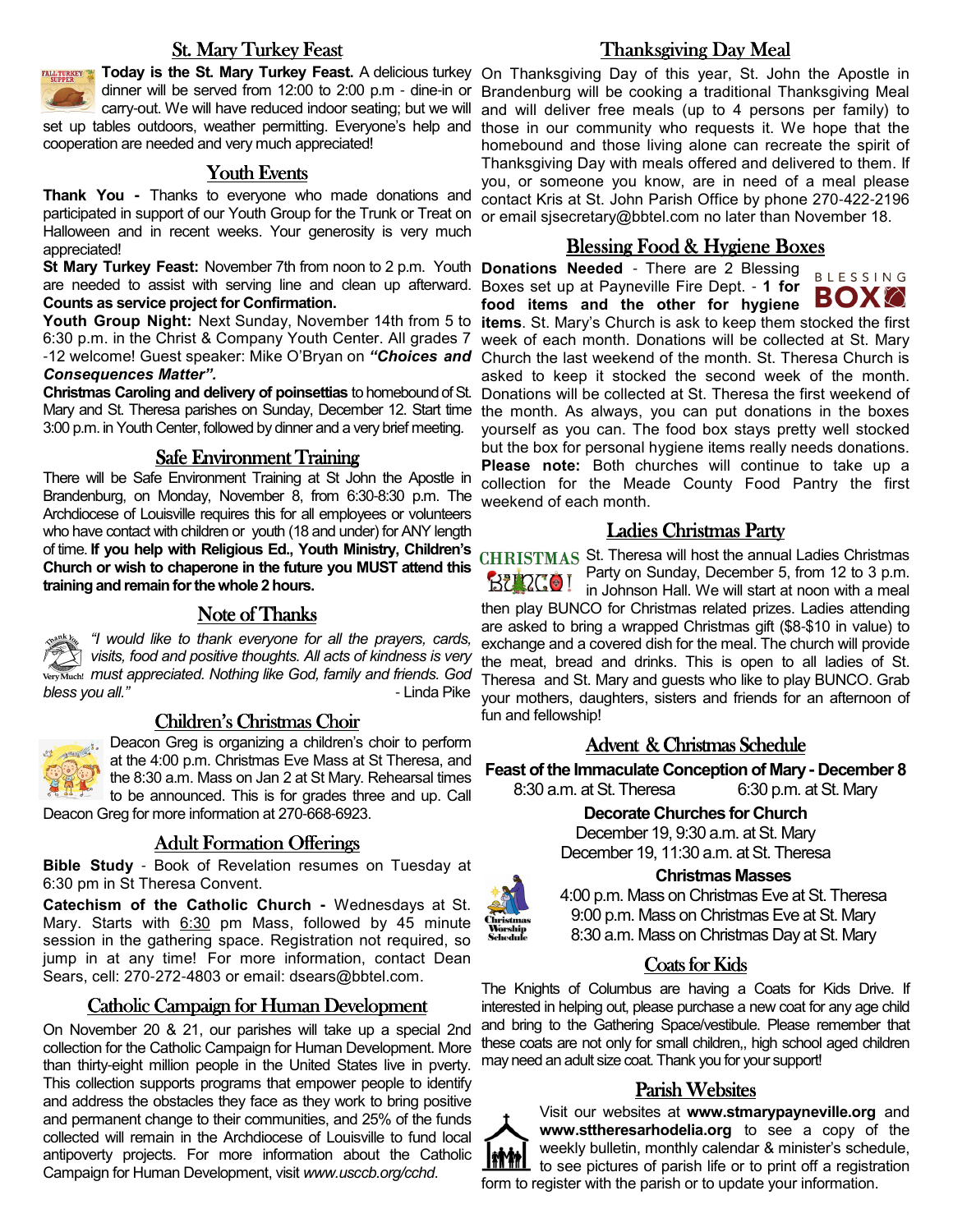## St. Mary Turkey Feast

**Today is the St. Mary Turkey Feast.** A delicious turkey dinner will be served from 12:00 to 2:00 p.m - dine-in or carry-out. We will have reduced indoor seating; but we will set up tables outdoors, weather permitting. Everyone's help and cooperation are needed and very much appreciated!

## Youth Events

**Thank You -** Thanks to everyone who made donations and participated in support of our Youth Group for the Trunk or Treat on Halloween and in recent weeks. Your generosity is very much appreciated!

**St Mary Turkey Feast:** November 7th from noon to 2 p.m. Youth are needed to assist with serving line and clean up afterward. **Counts as service project for Confirmation.**

**Youth Group Night:** Next Sunday, November 14th from 5 to 6:30 p.m. in the Christ & Company Youth Center. All grades 7 -12 welcome! Guest speaker: Mike O'Bryan on ***"Choices and Consequences Matter".***

**Christmas Caroling and delivery of poinsettias** to homebound of St. Mary and St. Theresa parishes on Sunday, December 12. Start time 3:00 p.m. in Youth Center, followed by dinner and a very brief meeting.

## Safe Environment Training

There will be Safe Environment Training at St John the Apostle in Brandenburg, on Monday, November 8, from 6:30-8:30 p.m. The Archdiocese of Louisville requires this for all employees or volunteers who have contact with children or youth (18 and under) for ANY length of time. **If you help with Religious Ed., Youth Ministry, Children's Church or wish to chaperone in the future you MUST attend this training and remain for the whole 2 hours.**

## Note of Thanks

*"I would like to thank everyone for all the prayers, cards, visits, food and positive thoughts. All acts of kindness is very must appreciated. Nothing like God, family and friends. God bless you all."* - Linda Pike

## Children's Christmas Choir

Deacon Greg is organizing a children's choir to perform at the 4:00 p.m. Christmas Eve Mass at St Theresa, and the 8:30 a.m. Mass on Jan 2 at St Mary. Rehearsal times to be announced. This is for grades three and up. Call Deacon Greg for more information at 270-668-6923.

## Adult Formation Offerings

**Bible Study** - Book of Revelation resumes on Tuesday at 6:30 pm in St Theresa Convent.

**Catechism of the Catholic Church -** Wednesdays at St. Mary. Starts with 6:30 pm Mass, followed by 45 minute session in the gathering space. Registration not required, so jump in at any time! For more information, contact Dean Sears, cell: 270-272-4803 or email: dsears@bbtel.com.

## Catholic Campaign for Human Development

On November 20 & 21, our parishes will take up a special 2nd collection for the Catholic Campaign for Human Development. More than thirty-eight million people in the United States live in pverty. This collection supports programs that empower people to identify and address the obstacles they face as they work to bring positive and permanent change to their communities, and 25% of the funds collected will remain in the Archdiocese of Louisville to fund local antipoverty projects. For more information about the Catholic Campaign for Human Development, visit *www.usccb.org/cchd*.

## Thanksgiving Day Meal

On Thanksgiving Day of this year, St. John the Apostle in Brandenburg will be cooking a traditional Thanksgiving Meal and will deliver free meals (up to 4 persons per family) to those in our community who requests it. We hope that the homebound and those living alone can recreate the spirit of Thanksgiving Day with meals offered and delivered to them. If you, or someone you know, are in need of a meal please contact Kris at St. John Parish Office by phone 270-422-2196 or email sjsecretary@bbtel.com no later than November 18.

## Blessing Food & Hygiene Boxes

**Donations Needed** - There are 2 Blessing Boxes set up at Payneville Fire Dept. - **1 for food items and the other for hygiene items**. St. Mary's Church is ask to keep them stocked the first week of each month. Donations will be collected at St. Mary Church the last weekend of the month. St. Theresa Church is asked to keep it stocked the second week of the month. Donations will be collected at St. Theresa the first weekend of the month. As always, you can put donations in the boxes yourself as you can. The food box stays pretty well stocked but the box for personal hygiene items really needs donations. **Please note:** Both churches will continue to take up a collection for the Meade County Food Pantry the first weekend of each month.

## Ladies Christmas Party

St. Theresa will host the annual Ladies Christmas Party on Sunday, December 5, from 12 to 3 p.m. in Johnson Hall. We will start at noon with a meal then play BUNCO for Christmas related prizes. Ladies attending are asked to bring a wrapped Christmas gift ($8-$10 in value) to exchange and a covered dish for the meal. The church will provide the meat, bread and drinks. This is open to all ladies of St. Theresa and St. Mary and guests who like to play BUNCO. Grab your mothers, daughters, sisters and friends for an afternoon of fun and fellowship!

## Advent & Christmas Schedule

**Feast of the Immaculate Conception of Mary - December 8**

8:30 a.m. at St. Theresa 6:30 p.m. at St. Mary

**Decorate Churches for Church**

December 19, 9:30 a.m. at St. Mary
December 19, 11:30 a.m. at St. Theresa

**Christmas Masses**

4:00 p.m. Mass on Christmas Eve at St. Theresa
9:00 p.m. Mass on Christmas Eve at St. Mary
8:30 a.m. Mass on Christmas Day at St. Mary

## Coats for Kids

The Knights of Columbus are having a Coats for Kids Drive. If interested in helping out, please purchase a new coat for any age child and bring to the Gathering Space/vestibule. Please remember that these coats are not only for small children,, high school aged children may need an adult size coat. Thank you for your support!

## Parish Websites

Visit our websites at **www.stmarypayneville.org** and **www.sttheresarhodelia.org** to see a copy of the weekly bulletin, monthly calendar & minister's schedule, to see pictures of parish life or to print off a registration form to register with the parish or to update your information.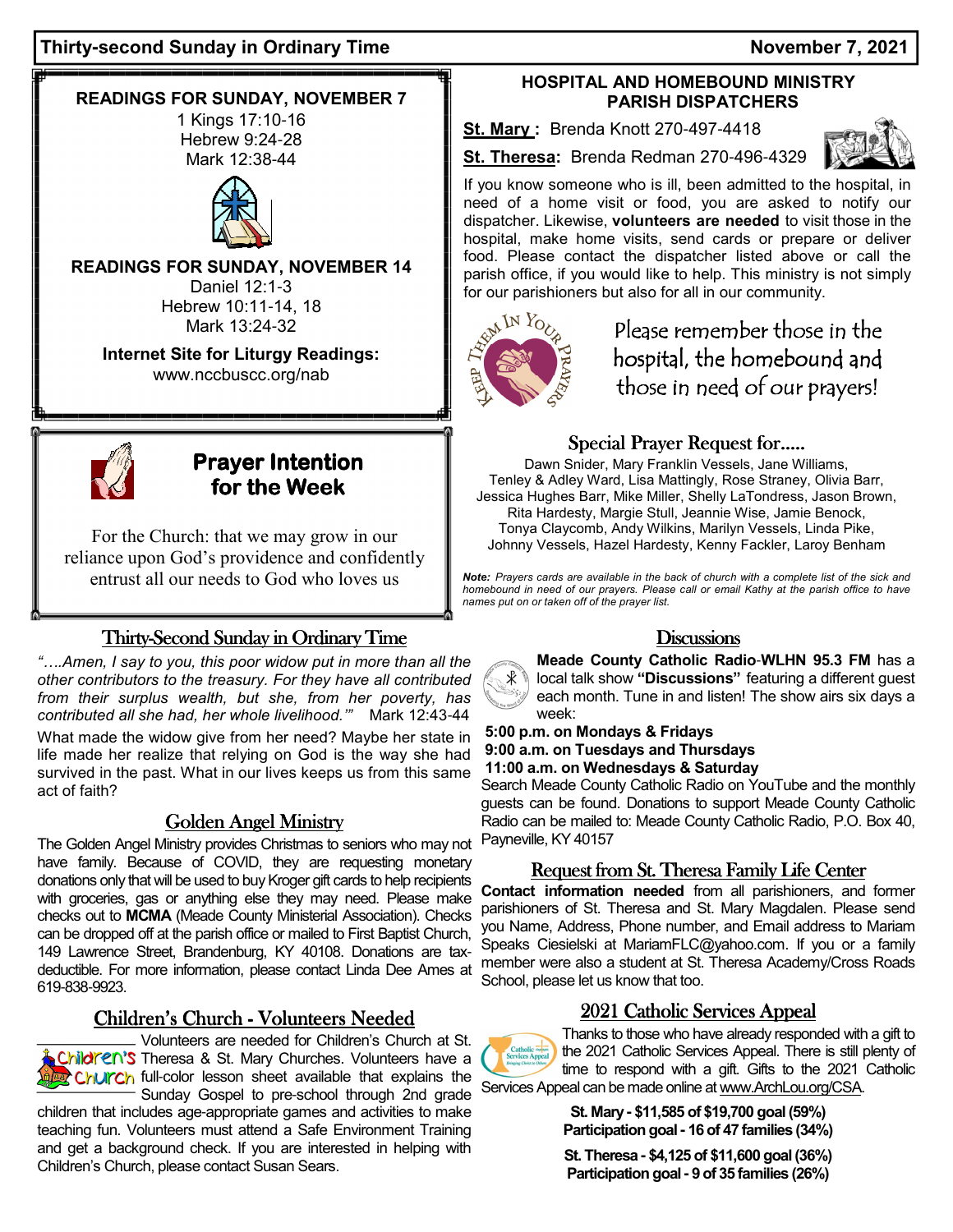**Thirty-second Sunday in Ordinary Time** **November 7, 2021**

## READINGS FOR SUNDAY, NOVEMBER 7

1 Kings 17:10-16
Hebrew 9:24-28
Mark 12:38-44

## READINGS FOR SUNDAY, NOVEMBER 14

Daniel 12:1-3
Hebrew 10:11-14, 18
Mark 13:24-32

**Internet Site for Liturgy Readings:**
www.nccbuscc.org/nab

## Prayer Intention for the Week

For the Church: that we may grow in our reliance upon God's providence and confidently entrust all our needs to God who loves us

## Thirty-Second Sunday in Ordinary Time

*"….Amen, I say to you, this poor widow put in more than all the other contributors to the treasury. For they have all contributed from their surplus wealth, but she, from her poverty, has contributed all she had, her whole livelihood.'"* Mark 12:43-44

What made the widow give from her need? Maybe her state in life made her realize that relying on God is the way she had survived in the past. What in our lives keeps us from this same act of faith?

## Golden Angel Ministry

The Golden Angel Ministry provides Christmas to seniors who may not have family. Because of COVID, they are requesting monetary donations only that will be used to buy Kroger gift cards to help recipients with groceries, gas or anything else they may need. Please make checks out to **MCMA** (Meade County Ministerial Association). Checks can be dropped off at the parish office or mailed to First Baptist Church, 149 Lawrence Street, Brandenburg, KY 40108. Donations are tax-deductible. For more information, please contact Linda Dee Ames at 619-838-9923.

## Children's Church - Volunteers Needed

Volunteers are needed for Children's Church at St. Theresa & St. Mary Churches. Volunteers have a full-color lesson sheet available that explains the Sunday Gospel to pre-school through 2nd grade children that includes age-appropriate games and activities to make teaching fun. Volunteers must attend a Safe Environment Training and get a background check. If you are interested in helping with Children's Church, please contact Susan Sears.

## HOSPITAL AND HOMEBOUND MINISTRY PARISH DISPATCHERS

**St. Mary :** Brenda Knott 270-497-4418

**St. Theresa:** Brenda Redman 270-496-4329

If you know someone who is ill, been admitted to the hospital, in need of a home visit or food, you are asked to notify our dispatcher. Likewise, **volunteers are needed** to visit those in the hospital, make home visits, send cards or prepare or deliver food. Please contact the dispatcher listed above or call the parish office, if you would like to help. This ministry is not simply for our parishioners but also for all in our community.

Keep Them In Your Prayers

Please remember those in the hospital, the homebound and those in need of our prayers!

## Special Prayer Request for.....

Dawn Snider, Mary Franklin Vessels, Jane Williams, Tenley & Adley Ward, Lisa Mattingly, Rose Straney, Olivia Barr, Jessica Hughes Barr, Mike Miller, Shelly LaTondress, Jason Brown, Rita Hardesty, Margie Stull, Jeannie Wise, Jamie Benock, Tonya Claycomb, Andy Wilkins, Marilyn Vessels, Linda Pike, Johnny Vessels, Hazel Hardesty, Kenny Fackler, Laroy Benham

***Note:*** *Prayers cards are available in the back of church with a complete list of the sick and homebound in need of our prayers. Please call or email Kathy at the parish office to have names put on or taken off of the prayer list.*

## Discussions

**Meade County Catholic Radio-WLHN 95.3 FM** has a local talk show **"Discussions"** featuring a different guest each month. Tune in and listen! The show airs six days a week:

**5:00 p.m. on Mondays & Fridays**
**9:00 a.m. on Tuesdays and Thursdays**
**11:00 a.m. on Wednesdays & Saturday**

Search Meade County Catholic Radio on YouTube and the monthly guests can be found. Donations to support Meade County Catholic Radio can be mailed to: Meade County Catholic Radio, P.O. Box 40, Payneville, KY 40157

## Request from St. Theresa Family Life Center

**Contact information needed** from all parishioners, and former parishioners of St. Theresa and St. Mary Magdalen. Please send you Name, Address, Phone number, and Email address to Mariam Speaks Ciesielski at MariamFLC@yahoo.com. If you or a family member were also a student at St. Theresa Academy/Cross Roads School, please let us know that too.

## 2021 Catholic Services Appeal

Thanks to those who have already responded with a gift to the 2021 Catholic Services Appeal. There is still plenty of time to respond with a gift. Gifts to the 2021 Catholic Services Appeal can be made online at www.ArchLou.org/CSA.

**St. Mary - $11,585 of $19,700 goal (59%)**
**Participation goal - 16 of 47 families (34%)**

**St. Theresa - $4,125 of $11,600 goal (36%)**
**Participation goal - 9 of 35 families (26%)**